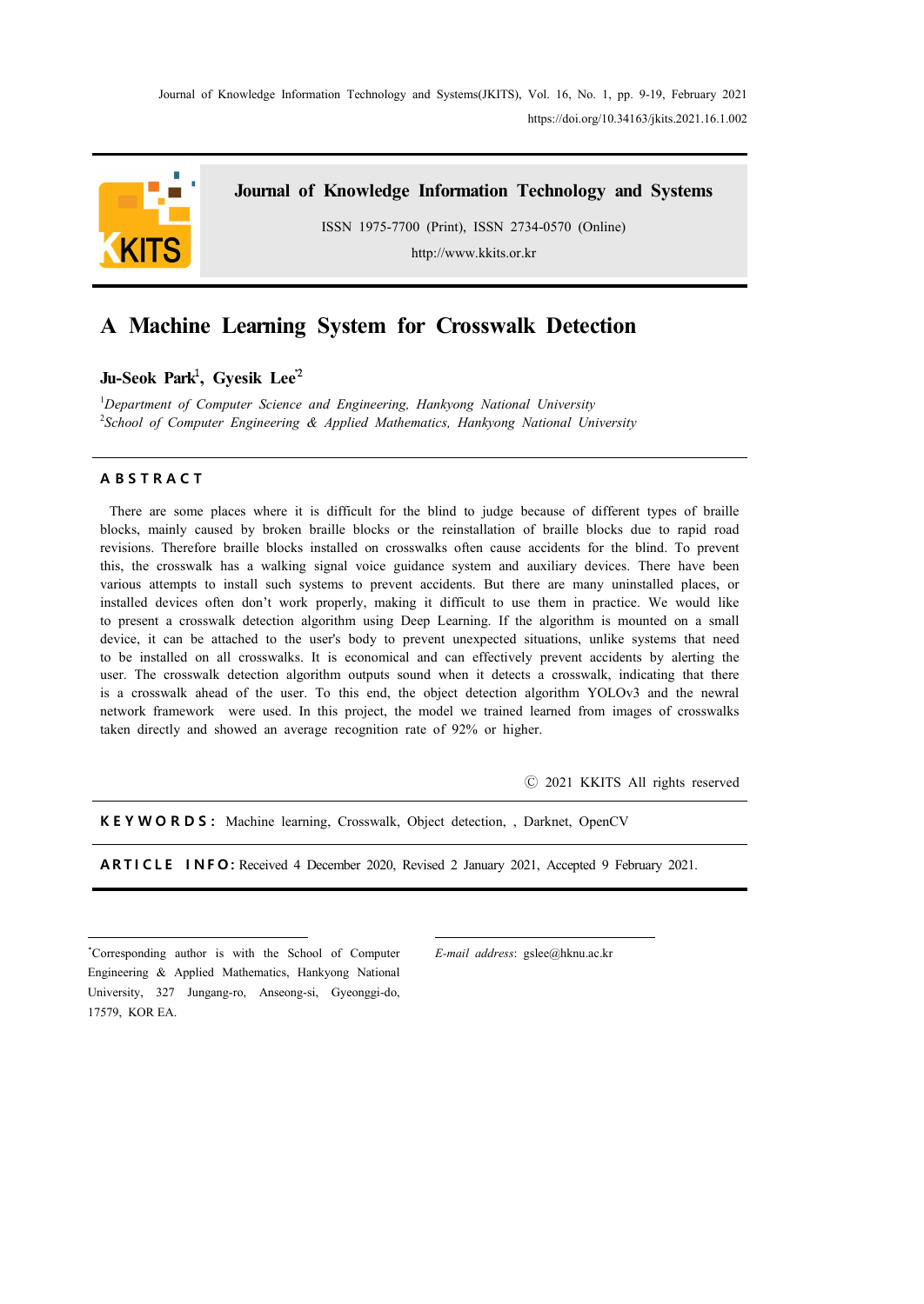Journal of Knowledge Information Technology and Systems(JKITS), Vol. 16, No. 1, pp. 9-19, February 2021
https://doi.org/10.34163/jkits.2021.16.1.002

**Journal of Knowledge Information Technology and Systems**

ISSN 1975-7700 (Print), ISSN 2734-0570 (Online)

http://www.kkits.or.kr

# A Machine Learning System for Crosswalk Detection

**Ju-Seok Park[1], Gyesik Lee[*2]**

[1]*Department of Computer Science and Engineering, Hankyong National University*
[2]*School of Computer Engineering & Applied Mathematics, Hankyong National University*

## ABSTRACT

There are some places where it is difficult for the blind to judge because of different types of braille blocks, mainly caused by broken braille blocks or the reinstallation of braille blocks due to rapid road revisions. Therefore braille blocks installed on crosswalks often cause accidents for the blind. To prevent this, the crosswalk has a walking signal voice guidance system and auxiliary devices. There have been various attempts to install such systems to prevent accidents. But there are many uninstalled places, or installed devices often don't work properly, making it difficult to use them in practice. We would like to present a crosswalk detection algorithm using Deep Learning. If the algorithm is mounted on a small device, it can be attached to the user's body to prevent unexpected situations, unlike systems that need to be installed on all crosswalks. It is economical and can effectively prevent accidents by alerting the user. The crosswalk detection algorithm outputs sound when it detects a crosswalk, indicating that there is a crosswalk ahead of the user. To this end, the object detection algorithm YOLOv3 and the newral network framework were used. In this project, the model we trained learned from images of crosswalks taken directly and showed an average recognition rate of 92% or higher.

Ⓒ 2021 KKITS All rights reserved

**KEYWORDS:** Machine learning, Crosswalk, Object detection, , Darknet, OpenCV

**ARTICLE INFO:** Received 4 December 2020, Revised 2 January 2021, Accepted 9 February 2021.

[*]Corresponding author is with the School of Computer Engineering & Applied Mathematics, Hankyong National University, 327 Jungang-ro, Anseong-si, Gyeonggi-do, 17579, KOR EA.

*E-mail address*: gslee@hknu.ac.kr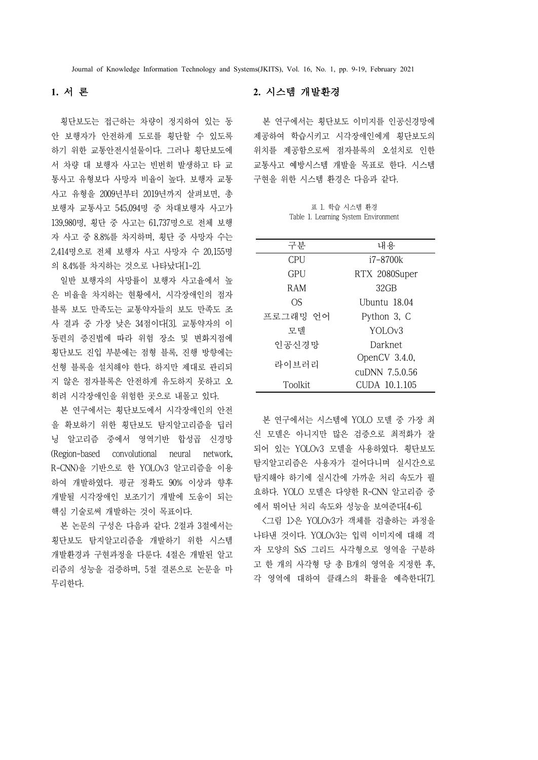## 1. 서 론

횡단보도는 접근하는 차량이 정지하여 있는 동안 보행자가 안전하게 도로를 횡단할 수 있도록 하기 위한 교통안전시설물이다. 그러나 횡단보도에서 차량 대 보행자 사고는 빈번히 발생하고 타 교통사고 유형보다 사망자 비율이 높다. 보행자 교통사고 유형을 2009년부터 2019년까지 살펴보면, 총 보행자 교통사고 545,094명 중 차대보행자 사고가 139,980명, 횡단 중 사고는 61,737명으로 전체 보행자 사고 중 8.8%를 차지하며, 횡단 중 사망자 수는 2,414명으로 전체 보행자 사고 사망자 수 20,155명의 8.4%를 차지하는 것으로 나타났다[1-2].

일반 보행자의 사망률이 보행자 사고율에서 높은 비율을 차지하는 현황에서, 시각장애인의 점자블록 보도 만족도는 교통약자들의 보도 만족도 조사 결과 중 가장 낮은 34점이다[3]. 교통약자의 이동편의 증진법에 따라 위험 장소 및 변화지점에 횡단보도 진입 부분에는 점형 블록, 진행 방향에는 선형 블록을 설치해야 한다. 하지만 제대로 관리되지 않은 점자블록은 안전하게 유도하지 못하고 오히려 시각장애인을 위험한 곳으로 내몰고 있다.

본 연구에서는 횡단보도에서 시각장애인의 안전을 확보하기 위한 횡단보도 탐지알고리즘을 딥러닝 알고리즘 중에서 영역기반 합성곱 신경망(Region-based convolutional neural network, R-CNN)을 기반으로 한 YOLOv3 알고리즘을 이용하여 개발하였다. 평균 정확도 90% 이상과 향후 개발될 시각장애인 보조기기 개발에 도움이 되는 핵심 기술로써 개발하는 것이 목표이다.

본 논문의 구성은 다음과 같다. 2절과 3절에서는 횡단보도 탐지알고리즘을 개발하기 위한 시스템 개발환경과 구현과정을 다룬다. 4절은 개발된 알고리즘의 성능을 검증하며, 5절 결론으로 논문을 마무리한다.

## 2. 시스템 개발환경

본 연구에서는 횡단보도 이미지를 인공신경망에 제공하여 학습시키고 시각장애인에게 횡단보도의 위치를 제공함으로써 점자블록의 오설치로 인한 교통사고 예방시스템 개발을 목표로 한다. 시스템 구현을 위한 시스템 환경은 다음과 같다.

표 1. 학습 시스템 환경

Table 1. Learning System Environment

| 구분 | 내용 |
|---|---|
| CPU | i7-8700k |
| GPU | RTX 2080Super |
| RAM | 32GB |
| OS | Ubuntu 18.04 |
| 프로그래밍 언어 | Python 3, C |
| 모델 | YOLOv3 |
| 인공신경망 | Darknet |
| 라이브러리 | OpenCV 3.4.0, cuDNN 7.5.0.56 |
| Toolkit | CUDA 10.1.105 |

본 연구에서는 시스템에 YOLO 모델 중 가장 최신 모델은 아니지만 많은 검증으로 최적화가 잘 되어 있는 YOLOv3 모델을 사용하였다. 횡단보도 탐지알고리즘은 사용자가 걸어다니며 실시간으로 탐지해야 하기에 실시간에 가까운 처리 속도가 필요하다. YOLO 모델은 다양한 R-CNN 알고리즘 중에서 뛰어난 처리 속도와 성능을 보여준다[4-6].

<그림 1>은 YOLOv3가 객체를 검출하는 과정을 나타낸 것이다. YOLOv3는 입력 이미지에 대해 격자 모양의 SxS 그리드 사각형으로 영역을 구분하고 한 개의 사각형 당 총 B개의 영역을 지정한 후, 각 영역에 대하여 클래스의 확률을 예측한다[7].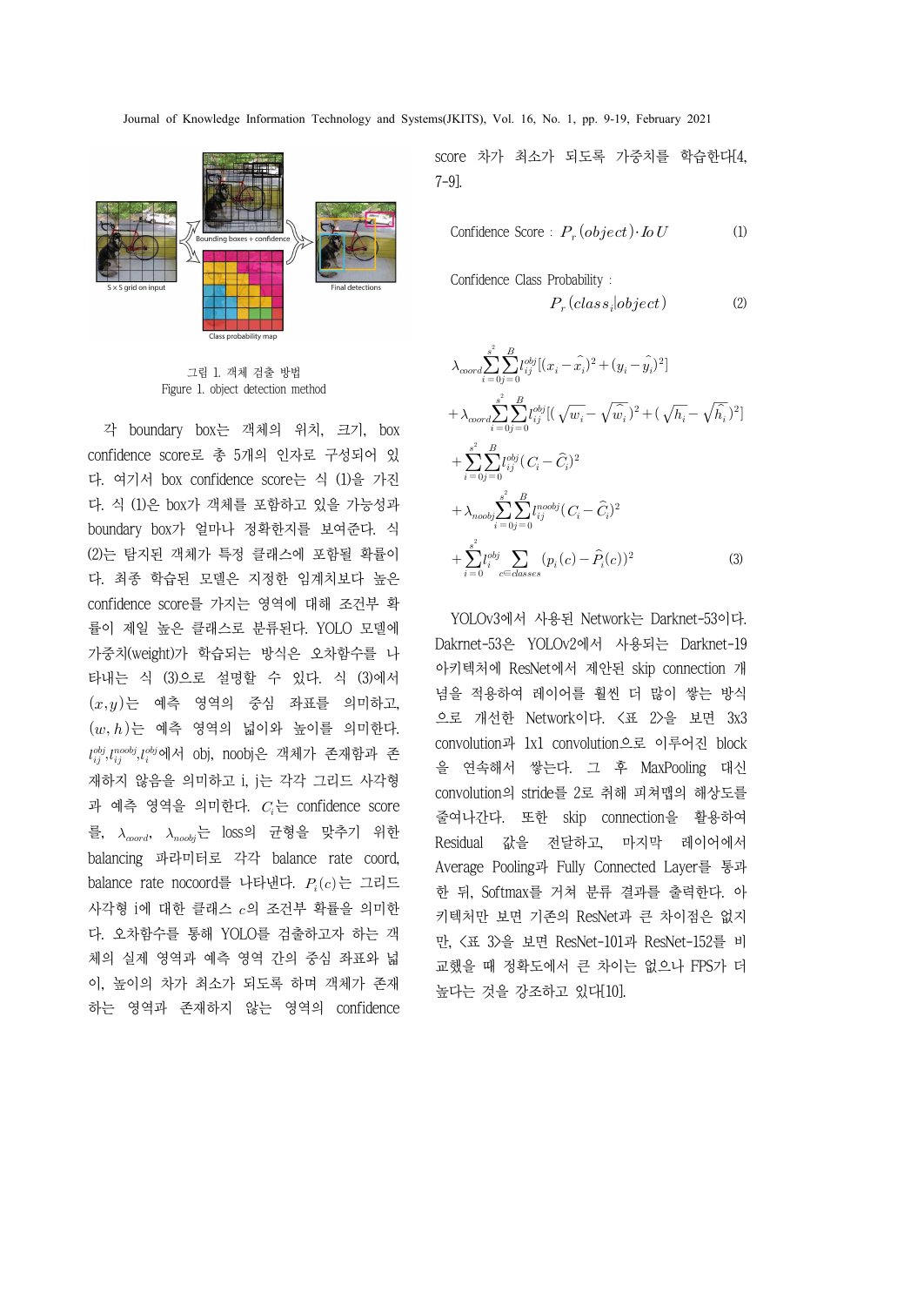그림 1. 객체 검출 방법
Figure 1. object detection method

각 boundary box는 객체의 위치, 크기, box confidence score로 총 5개의 인자로 구성되어 있다. 여기서 box confidence score는 식 (1)을 가진다. 식 (1)은 box가 객체를 포함하고 있을 가능성과 boundary box가 얼마나 정확한지를 보여준다. 식 (2)는 탐지된 객체가 특정 클래스에 포함될 확률이다. 최종 학습된 모델은 지정한 임계치보다 높은 confidence score를 가지는 영역에 대해 조건부 확률이 제일 높은 클래스로 분류된다. YOLO 모델에 가중치(weight)가 학습되는 방식은 오차함수를 나타내는 식 (3)으로 설명할 수 있다. 식 (3)에서 $(x,y)$는 예측 영역의 중심 좌표를 의미하고, $(w,h)$는 예측 영역의 넓이와 높이를 의미한다. $l_{ij}^{obj}, l_{ij}^{noobj}, l_i^{obj}$에서 obj, noobj은 객체가 존재함과 존재하지 않음을 의미하고 i, j는 각각 그리드 사각형과 예측 영역을 의미한다. $C_i$는 confidence score를, $\lambda_{coord}$, $\lambda_{noobj}$는 loss의 균형을 맞추기 위한 balancing 파라미터로 각각 balance rate coord, balance rate nocoord를 나타낸다. $P_i(c)$는 그리드 사각형 i에 대한 클래스 $c$의 조건부 확률을 의미한다. 오차함수를 통해 YOLO를 검출하고자 하는 객체의 실제 영역과 예측 영역 간의 중심 좌표와 넓이, 높이의 차가 최소가 되도록 하며 객체가 존재하는 영역과 존재하지 않는 영역의 confidence score 차가 최소가 되도록 가중치를 학습한다[4, 7-9].

$$\text{Confidence Score : } P_r(object) \cdot IoU \tag{1}$$

$$\text{Confidence Class Probability : } P_r(class_i | object) \tag{2}$$

$$\begin{aligned}
&\lambda_{coord} \sum_{i=0}^{s^2} \sum_{j=0}^{B} l_{ij}^{obj} [(x_i - \hat{x}_i)^2 + (y_i - \hat{y}_i)^2] \\
&+ \lambda_{coord} \sum_{i=0}^{s^2} \sum_{j=0}^{B} l_{ij}^{obj} [(\sqrt{w_i} - \sqrt{\hat{w}_i})^2 + (\sqrt{h_i} - \sqrt{\hat{h}_i})^2] \\
&+ \sum_{i=0}^{s^2} \sum_{j=0}^{B} l_{ij}^{obj} (C_i - \hat{C}_i)^2 \\
&+ \lambda_{noobj} \sum_{i=0}^{s^2} \sum_{j=0}^{B} l_{ij}^{noobj} (C_i - \hat{C}_i)^2 \\
&+ \sum_{i=0}^{s^2} l_i^{obj} \sum_{c \in classes} (p_i(c) - \hat{P}_i(c))^2
\end{aligned} \tag{3}$$

YOLOv3에서 사용된 Network는 Darknet-53이다. Daknet-53은 YOLOv2에서 사용되는 Darknet-19 아키텍처에 ResNet에서 제안된 skip connection 개념을 적용하여 레이어를 훨씬 더 많이 쌓는 방식으로 개선한 Network이다. <표 2>을 보면 3x3 convolution과 1x1 convolution으로 이루어진 block을 연속해서 쌓는다. 그 후 MaxPooling 대신 convolution의 stride를 2로 취해 피쳐맵의 해상도를 줄여나간다. 또한 skip connection을 활용하여 Residual 값을 전달하고, 마지막 레이어에서 Average Pooling과 Fully Connected Layer를 통과한 뒤, Softmax를 거쳐 분류 결과를 출력한다. 아키텍처만 보면 기존의 ResNet과 큰 차이점은 없지만, <표 3>을 보면 ResNet-101과 ResNet-152를 비교했을 때 정확도에서 큰 차이는 없으나 FPS가 더 높다는 것을 강조하고 있다[10].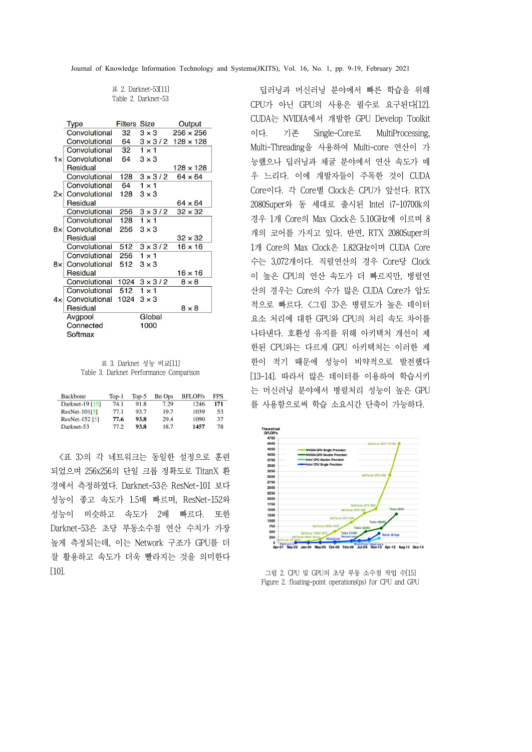표 2. Darknet-53[11]
Table 2. Darknet-53

|  | Type | Filters | Size | Output |
|---|---|---|---|---|
|  | Convolutional | 32 | 3 × 3 | 256 × 256 |
|  | Convolutional | 64 | 3 × 3 / 2 | 128 × 128 |
| 1× | Convolutional | 32 | 1 × 1 |  |
|  | Convolutional | 64 | 3 × 3 |  |
|  | Residual |  |  | 128 × 128 |
|  | Convolutional | 128 | 3 × 3 / 2 | 64 × 64 |
| 2× | Convolutional | 64 | 1 × 1 |  |
|  | Convolutional | 128 | 3 × 3 |  |
|  | Residual |  |  | 64 × 64 |
|  | Convolutional | 256 | 3 × 3 / 2 | 32 × 32 |
| 8× | Convolutional | 128 | 1 × 1 |  |
|  | Convolutional | 256 | 3 × 3 |  |
|  | Residual |  |  | 32 × 32 |
|  | Convolutional | 512 | 3 × 3 / 2 | 16 × 16 |
| 8× | Convolutional | 256 | 1 × 1 |  |
|  | Convolutional | 512 | 3 × 3 |  |
|  | Residual |  |  | 16 × 16 |
|  | Convolutional | 1024 | 3 × 3 / 2 | 8 × 8 |
| 4× | Convolutional | 512 | 1 × 1 |  |
|  | Convolutional | 1024 | 3 × 3 |  |
|  | Residual |  |  | 8 × 8 |
|  | Avgpool |  | Global |  |
|  | Connected |  | 1000 |  |
|  | Softmax |  |  |  |

표 3. Darknet 성능 비교[11]
Table 3. Darknet Performance Comparison

| Backbone | Top-1 | Top-5 | Bn Ops | BFLOP/s | FPS |
|---|---|---|---|---|---|
| Darknet-19 [15] | 74.1 | 91.8 | 7.29 | 1246 | **171** |
| ResNet-101[5] | 77.1 | 93.7 | 19.7 | 1039 | 53 |
| ResNet-152 [5] | **77.6** | **93.8** | 29.4 | 1090 | 37 |
| Darknet-53 | 77.2 | **93.8** | 18.7 | **1457** | 78 |

<표 3>의 각 네트워크는 동일한 설정으로 훈련되었으며 256x256의 단일 크롭 정확도로 TitanX 환경에서 측정하였다. Darknet-53은 ResNet-101 보다 성능이 좋고 속도가 1.5배 빠르며, ResNet-152와 성능이 비슷하고 속도가 2배 빠르다. 또한 Darknet-53은 초당 부동소수점 연산 수치가 가장 높게 측정되는데, 이는 Network 구조가 GPU를 더 잘 활용하고 속도가 더욱 빨라지는 것을 의미한다[10].

딥러닝과 머신러닝 분야에서 빠른 학습을 위해 CPU가 아닌 GPU의 사용은 필수로 요구된다[12]. CUDA는 NVIDIA에서 개발한 GPU Develop Toolkit이다. 기존 Single-Core로 MultiProcessing, Multi-Threading을 사용하여 Multi-core 연산이 가능했으나 딥러닝과 채굴 분야에서 연산 속도가 매우 느리다. 이에 개발자들이 주목한 것이 CUDA Core이다. 각 Core별 Clock은 CPU가 앞선다. RTX 2080Super와 동 세대로 출시된 Intel i7-10700k의 경우 1개 Core의 Max Clock은 5.10GHz에 이르며 8개의 코어를 가지고 있다. 반면, RTX 2080Super의 1개 Core의 Max Clock은 1.82GHz이며 CUDA Core 수는 3,072개이다. 직렬연산의 경우 Core당 Clock이 높은 CPU의 연산 속도가 더 빠르지만, 병렬연산의 경우는 Core의 수가 많은 CUDA Core가 압도적으로 빠르다. <그림 3>은 병렬도가 높은 데이터 요소 처리에 대한 GPU와 CPU의 처리 속도 차이를 나타낸다. 호환성 유지를 위해 아키텍처 개선이 제한된 CPU와는 다르게 GPU 아키텍처는 이러한 제한이 적기 때문에 성능이 비약적으로 발전했다[13-14]. 따라서 많은 데이터를 이용하여 학습시키는 머신러닝 분야에서 병렬처리 성능이 높은 GPU를 사용함으로써 학습 소요시간 단축이 가능하다.

그림 2. CPU 및 GPU의 초당 부동 소수점 작업 수[15]
Figure 2. floating-point operations(ps) for CPU and GPU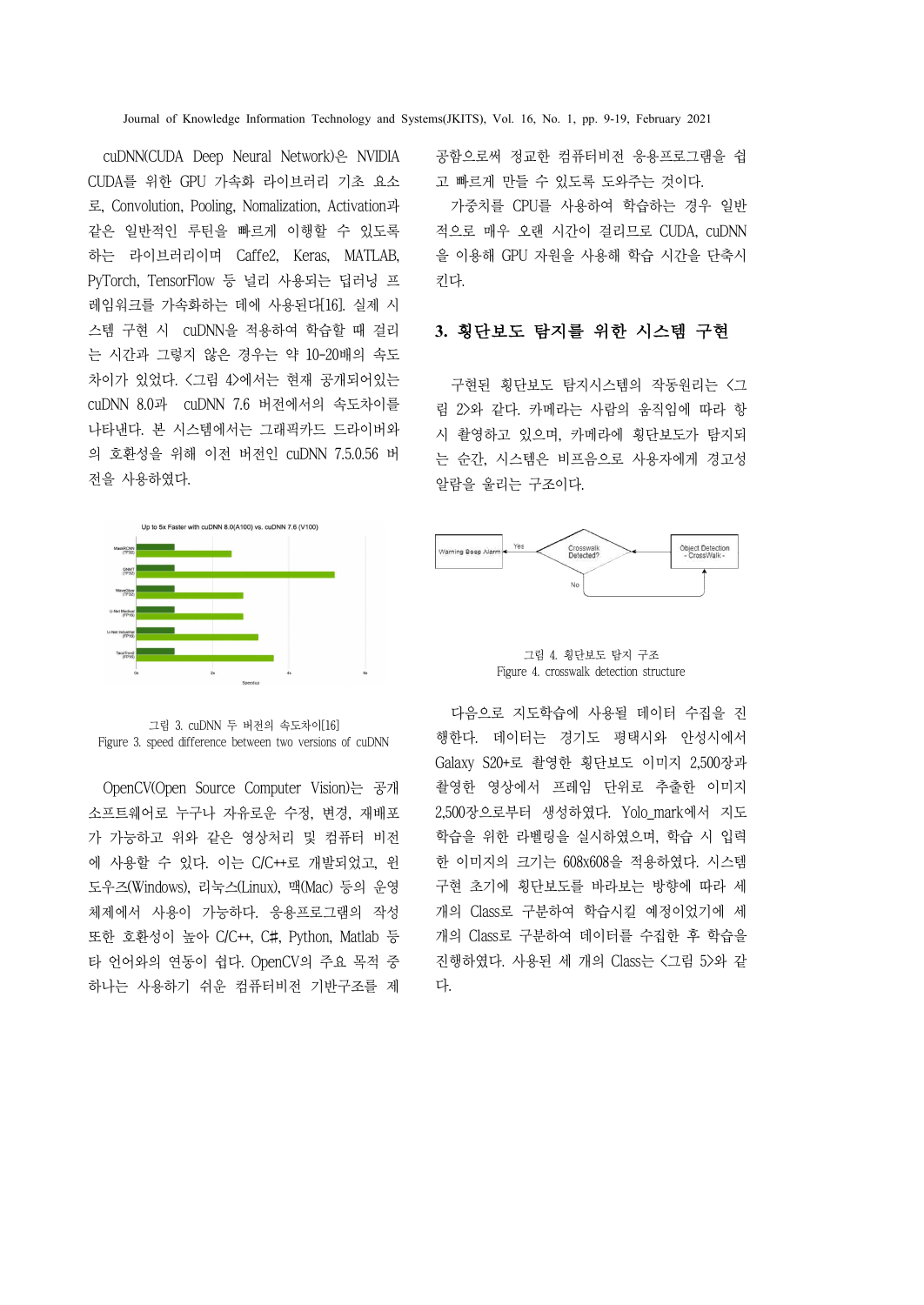cuDNN(CUDA Deep Neural Network)은 NVIDIA CUDA를 위한 GPU 가속화 라이브러리 기초 요소로, Convolution, Pooling, Nomalization, Activation과 같은 일반적인 루틴을 빠르게 이행할 수 있도록 하는 라이브러리이며 Caffe2, Keras, MATLAB, PyTorch, TensorFlow 등 널리 사용되는 딥러닝 프레임워크를 가속화하는 데에 사용된다[16]. 실제 시스템 구현 시 cuDNN을 적용하여 학습할 때 걸리는 시간과 그렇지 않은 경우는 약 10-20배의 속도 차이가 있었다. <그림 4>에서는 현재 공개되어있는 cuDNN 8.0과 cuDNN 7.6 버전에서의 속도차이를 나타낸다. 본 시스템에서는 그래픽카드 드라이버와의 호환성을 위해 이전 버전인 cuDNN 7.5.0.56 버전을 사용하였다.

그림 3. cuDNN 두 버전의 속도차이[16]
Figure 3. speed difference between two versions of cuDNN

OpenCV(Open Source Computer Vision)는 공개 소프트웨어로 누구나 자유로운 수정, 변경, 재배포가 가능하고 위와 같은 영상처리 및 컴퓨터 비전에 사용할 수 있다. 이는 C/C++로 개발되었고, 윈도우즈(Windows), 리눅스(Linux), 맥(Mac) 등의 운영체제에서 사용이 가능하다. 응용프로그램의 작성 또한 호환성이 높아 C/C++, C#, Python, Matlab 등 타 언어와의 연동이 쉽다. OpenCV의 주요 목적 중 하나는 사용하기 쉬운 컴퓨터비전 기반구조를 제공함으로써 정교한 컴퓨터비전 응용프로그램을 쉽고 빠르게 만들 수 있도록 도와주는 것이다.

가중치를 CPU를 사용하여 학습하는 경우 일반적으로 매우 오랜 시간이 걸리므로 CUDA, cuDNN을 이용해 GPU 자원을 사용해 학습 시간을 단축시킨다.

## 3. 횡단보도 탐지를 위한 시스템 구현

구현된 횡단보도 탐지시스템의 작동원리는 <그림 2>와 같다. 카메라는 사람의 움직임에 따라 항시 촬영하고 있으며, 카메라에 횡단보도가 탐지되는 순간, 시스템은 비프음으로 사용자에게 경고성 알람을 울리는 구조이다.

그림 4. 횡단보도 탐지 구조
Figure 4. crosswalk detection structure

다음으로 지도학습에 사용될 데이터 수집을 진행한다. 데이터는 경기도 평택시와 안성시에서 Galaxy S20+로 촬영한 횡단보도 이미지 2,500장과 촬영한 영상에서 프레임 단위로 추출한 이미지 2,500장으로부터 생성하였다. Yolo_mark에서 지도학습을 위한 라벨링을 실시하였으며, 학습 시 입력한 이미지의 크기는 608x608을 적용하였다. 시스템 구현 초기에 횡단보도를 바라보는 방향에 따라 세 개의 Class로 구분하여 학습시킬 예정이었기에 세 개의 Class로 구분하여 데이터를 수집한 후 학습을 진행하였다. 사용된 세 개의 Class는 <그림 5>와 같다.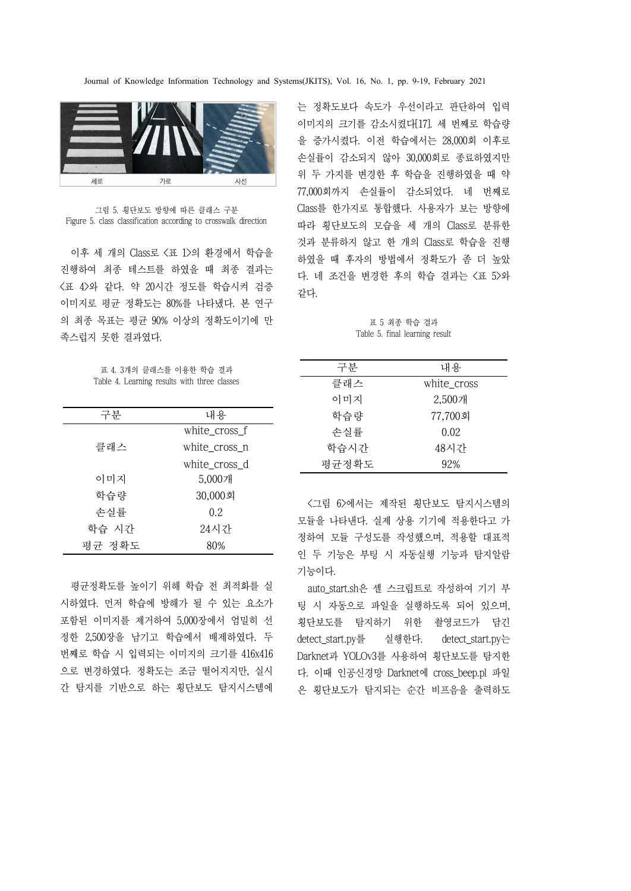그림 5. 횡단보도 방향에 따른 클래스 구분
Figure 5. class classification according to crosswalk direction

이후 세 개의 Class로 <표 1>의 환경에서 학습을 진행하여 최종 테스트를 하였을 때 최종 결과는 <표 4>와 같다. 약 20시간 정도를 학습시켜 검증 이미지로 평균 정확도는 80%를 나타냈다. 본 연구의 최종 목표는 평균 90% 이상의 정확도이기에 만족스럽지 못한 결과였다.

표 4. 3개의 클래스를 이용한 학습 결과
Table 4. Learning results with three classes

| 구분 | 내용 |
|---|---|
| 클래스 | white_cross_f<br>white_cross_n<br>white_cross_d |
| 이미지 | 5,000개 |
| 학습량 | 30,000회 |
| 손실률 | 0.2 |
| 학습 시간 | 24시간 |
| 평균 정확도 | 80% |

평균정확도를 높이기 위해 학습 전 최적화를 실시하였다. 먼저 학습에 방해가 될 수 있는 요소가 포함된 이미지를 제거하여 5,000장에서 엄밀히 선정한 2,500장을 남기고 학습에서 배제하였다. 두 번째로 학습 시 입력되는 이미지의 크기를 416x416으로 변경하였다. 정확도는 조금 떨어지지만, 실시간 탐지를 기반으로 하는 횡단보도 탐지시스템에는 정확도보다 속도가 우선이라고 판단하여 입력 이미지의 크기를 감소시켰다[17]. 세 번째로 학습량을 증가시켰다. 이전 학습에서는 28,000회 이후로 손실률이 감소되지 않아 30,000회로 종료하였지만 위 두 가지를 변경한 후 학습을 진행하였을 때 약 77,000회까지 손실률이 감소되었다. 네 번째로 Class를 한가지로 통합했다. 사용자가 보는 방향에 따라 횡단보도의 모습을 세 개의 Class로 분류한 것과 분류하지 않고 한 개의 Class로 학습을 진행하였을 때 후자의 방법에서 정확도가 좀 더 높았다. 네 조건을 변경한 후의 학습 결과는 <표 5>와 같다.

표 5 최종 학습 결과
Table 5. final learning result

| 구분 | 내용 |
|---|---|
| 클래스 | white_cross |
| 이미지 | 2,500개 |
| 학습량 | 77,700회 |
| 손실률 | 0.02 |
| 학습시간 | 48시간 |
| 평균정확도 | 92% |

<그림 6>에서는 제작된 횡단보도 탐지시스템의 모듈을 나타낸다. 실제 상용 기기에 적용한다고 가정하여 모듈 구성도를 작성했으며, 적용할 대표적인 두 기능은 부팅 시 자동실행 기능과 탐지알람 기능이다.

auto_start.sh은 셸 스크립트로 작성하여 기기 부팅 시 자동으로 파일을 실행하도록 되어 있으며, 횡단보도를 탐지하기 위한 촬영코드가 담긴 detect_start.py를 실행한다. detect_start.py는 Darknet과 YOLOv3를 사용하여 횡단보도를 탐지한다. 이때 인공신경망 Darknet에 cross_beep.pl 파일은 횡단보도가 탐지되는 순간 비프음을 출력하도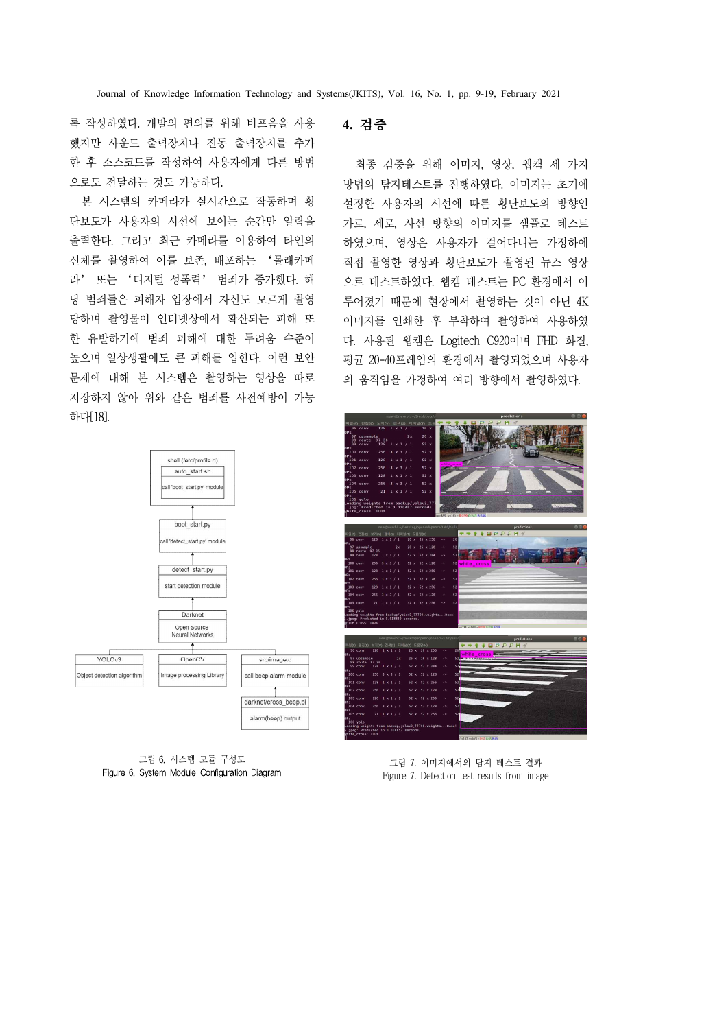록 작성하였다. 개발의 편의를 위해 비프음을 사용했지만 사운드 출력장치나 진동 출력장치를 추가한 후 소스코드를 작성하여 사용자에게 다른 방법으로도 전달하는 것도 가능하다.

본 시스템의 카메라가 실시간으로 작동하며 횡단보도가 사용자의 시선에 보이는 순간만 알람을 출력한다. 그리고 최근 카메라를 이용하여 타인의 신체를 촬영하여 이를 보존, 배포하는 '몰래카메라' 또는 '디지털 성폭력' 범죄가 증가했다. 해당 범죄들은 피해자 입장에서 자신도 모르게 촬영당하며 촬영물이 인터넷상에서 확산되는 피해 또한 유발하기에 범죄 피해에 대한 두려움 수준이 높으며 일상생활에도 큰 피해를 입힌다. 이런 보안 문제에 대해 본 시스템은 촬영하는 영상을 따로 저장하지 않아 위와 같은 범죄를 사전예방이 가능하다[18].

그림 6. 시스템 모듈 구성도
Figure 6. System Module Configuration Diagram

## 4. 검증

최종 검증을 위해 이미지, 영상, 웹캠 세 가지 방법의 탐지테스트를 진행하였다. 이미지는 초기에 설정한 사용자의 시선에 따른 횡단보도의 방향인 가로, 세로, 사선 방향의 이미지를 샘플로 테스트 하였으며, 영상은 사용자가 걸어다니는 가정하에 직접 촬영한 영상과 횡단보도가 촬영된 뉴스 영상으로 테스트하였다. 웹캠 테스트는 PC 환경에서 이루어졌기 때문에 현장에서 촬영하는 것이 아닌 4K 이미지를 인쇄한 후 부착하여 촬영하여 사용하였다. 사용된 웹캠은 Logitech C920이며 FHD 화질, 평균 20-40프레임의 환경에서 촬영되었으며 사용자의 움직임을 가정하여 여러 방향에서 촬영하였다.

그림 7. 이미지에서의 탐지 테스트 결과
Figure 7. Detection test results from image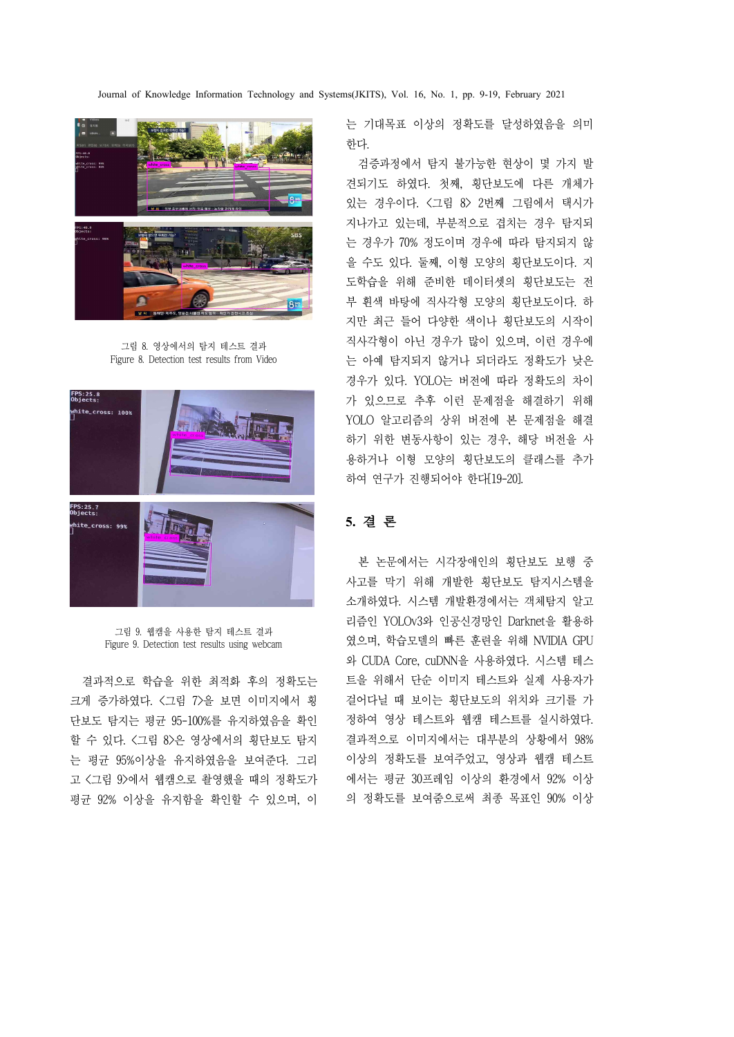그림 8. 영상에서의 탐지 테스트 결과
Figure 8. Detection test results from Video

그림 9. 웹캠을 사용한 탐지 테스트 결과
Figure 9. Detection test results using webcam

결과적으로 학습을 위한 최적화 후의 정확도는 크게 증가하였다. <그림 7>을 보면 이미지에서 횡단보도 탐지는 평균 95-100%를 유지하였음을 확인할 수 있다. <그림 8>은 영상에서의 횡단보도 탐지는 평균 95%이상을 유지하였음을 보여준다. 그리고 <그림 9>에서 웹캠으로 촬영했을 때의 정확도가 평균 92% 이상을 유지함을 확인할 수 있으며, 이는 기대목표 이상의 정확도를 달성하였음을 의미한다.

검증과정에서 탐지 불가능한 현상이 몇 가지 발견되기도 하였다. 첫째, 횡단보도에 다른 개체가 있는 경우이다. <그림 8> 2번째 그림에서 택시가 지나가고 있는데, 부분적으로 겹치는 경우 탐지되는 경우가 70% 정도이며 경우에 따라 탐지되지 않을 수도 있다. 둘째, 이형 모양의 횡단보도이다. 지도학습을 위해 준비한 데이터셋의 횡단보도는 전부 흰색 바탕에 직사각형 모양의 횡단보도이다. 하지만 최근 들어 다양한 색이나 횡단보도의 시작이 직사각형이 아닌 경우가 많이 있으며, 이런 경우에는 아예 탐지되지 않거나 되더라도 정확도가 낮은 경우가 있다. YOLO는 버전에 따라 정확도의 차이가 있으므로 추후 이런 문제점을 해결하기 위해 YOLO 알고리즘의 상위 버전에 본 문제점을 해결하기 위한 변동사항이 있는 경우, 해당 버전을 사용하거나 이형 모양의 횡단보도의 클래스를 추가하여 연구가 진행되어야 한다[19-20].

## 5. 결 론

본 논문에서는 시각장애인의 횡단보도 보행 중 사고를 막기 위해 개발한 횡단보도 탐지시스템을 소개하였다. 시스템 개발환경에서는 객체탐지 알고리즘인 YOLOv3와 인공신경망인 Darknet을 활용하였으며, 학습모델의 빠른 훈련을 위해 NVIDIA GPU와 CUDA Core, cuDNN을 사용하였다. 시스템 테스트를 위해서는 단순 이미지 테스트와 실제 사용자가 걸어다닐 때 보이는 횡단보도의 위치와 크기를 가정하여 영상 테스트와 웹캠 테스트를 실시하였다. 결과적으로 이미지에서는 대부분의 상황에서 98% 이상의 정확도를 보여주었고, 영상과 웹캠 테스트에서는 평균 30프레임 이상의 환경에서 92% 이상의 정확도를 보여줌으로써 최종 목표인 90% 이상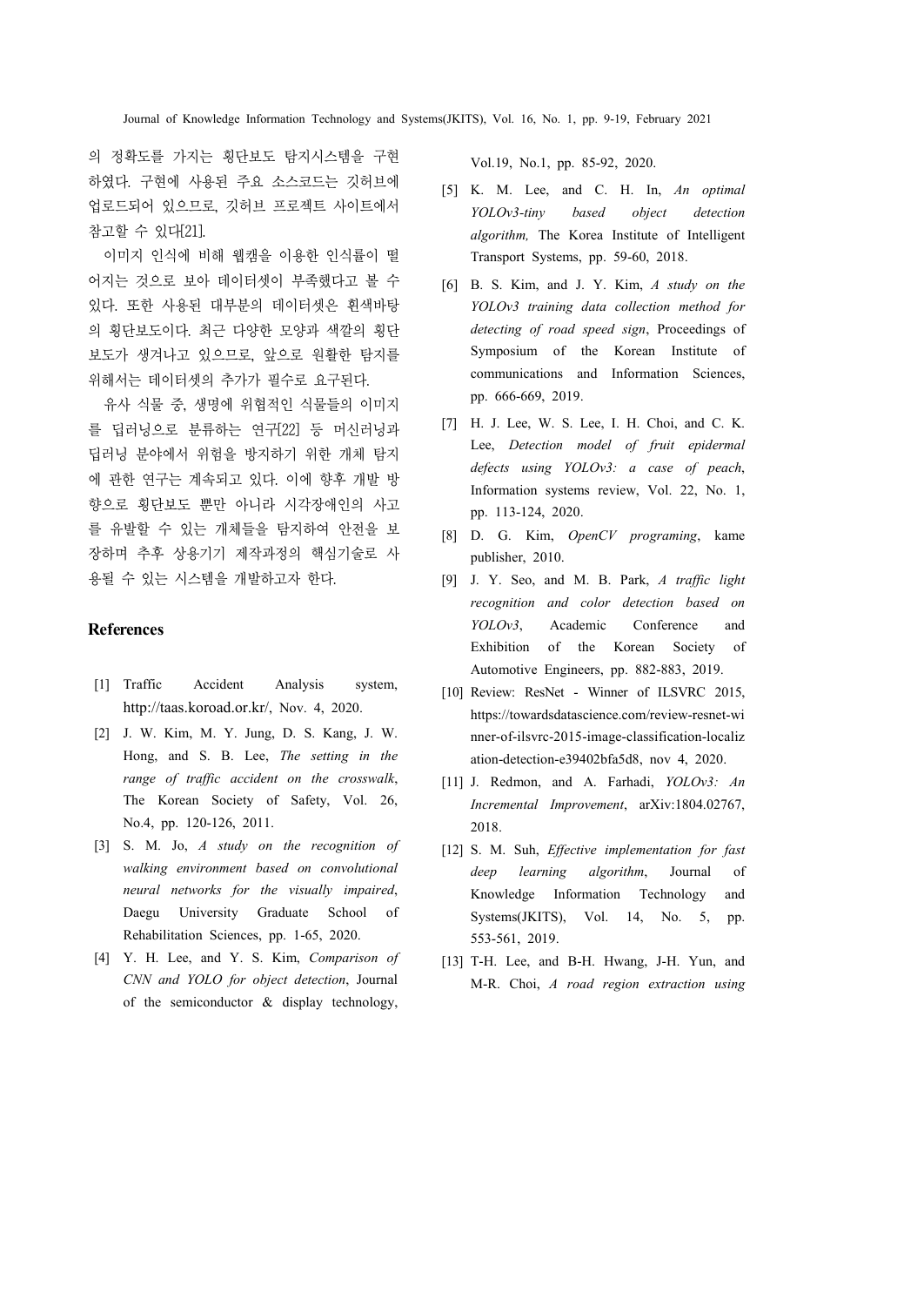의 정확도를 가지는 횡단보도 탐지시스템을 구현하였다. 구현에 사용된 주요 소스코드는 깃허브에 업로드되어 있으므로, 깃허브 프로젝트 사이트에서 참고할 수 있다[21].

이미지 인식에 비해 웹캠을 이용한 인식률이 떨어지는 것으로 보아 데이터셋이 부족했다고 볼 수 있다. 또한 사용된 대부분의 데이터셋은 흰색바탕의 횡단보도이다. 최근 다양한 모양과 색깔의 횡단보도가 생겨나고 있으므로, 앞으로 원활한 탐지를 위해서는 데이터셋의 추가가 필수로 요구된다.

유사 식물 중, 생명에 위협적인 식물들의 이미지를 딥러닝으로 분류하는 연구[22] 등 머신러닝과 딥러닝 분야에서 위험을 방지하기 위한 개체 탐지에 관한 연구는 계속되고 있다. 이에 향후 개발 방향으로 횡단보도 뿐만 아니라 시각장애인의 사고를 유발할 수 있는 개체들을 탐지하여 안전을 보장하며 추후 상용기기 제작과정의 핵심기술로 사용될 수 있는 시스템을 개발하고자 한다.

## References

[1] Traffic Accident Analysis system, http://taas.koroad.or.kr/, Nov. 4, 2020.

[2] J. W. Kim, M. Y. Jung, D. S. Kang, J. W. Hong, and S. B. Lee, *The setting in the range of traffic accident on the crosswalk*, The Korean Society of Safety, Vol. 26, No.4, pp. 120-126, 2011.

[3] S. M. Jo, *A study on the recognition of walking environment based on convolutional neural networks for the visually impaired*, Daegu University Graduate School of Rehabilitation Sciences, pp. 1-65, 2020.

[4] Y. H. Lee, and Y. S. Kim, *Comparison of CNN and YOLO for object detection*, Journal of the semiconductor & display technology, Vol.19, No.1, pp. 85-92, 2020.

[5] K. M. Lee, and C. H. In, *An optimal YOLOv3-tiny based object detection algorithm,* The Korea Institute of Intelligent Transport Systems, pp. 59-60, 2018.

[6] B. S. Kim, and J. Y. Kim, *A study on the YOLOv3 training data collection method for detecting of road speed sign*, Proceedings of Symposium of the Korean Institute of communications and Information Sciences, pp. 666-669, 2019.

[7] H. J. Lee, W. S. Lee, I. H. Choi, and C. K. Lee, *Detection model of fruit epidermal defects using YOLOv3: a case of peach*, Information systems review, Vol. 22, No. 1, pp. 113-124, 2020.

[8] D. G. Kim, *OpenCV programing*, kame publisher, 2010.

[9] J. Y. Seo, and M. B. Park, *A traffic light recognition and color detection based on YOLOv3*, Academic Conference and Exhibition of the Korean Society of Automotive Engineers, pp. 882-883, 2019.

[10] Review: ResNet - Winner of ILSVRC 2015, https://towardsdatascience.com/review-resnet-winner-of-ilsvrc-2015-image-classification-localization-detection-e39402bfa5d8, nov 4, 2020.

[11] J. Redmon, and A. Farhadi, *YOLOv3: An Incremental Improvement*, arXiv:1804.02767, 2018.

[12] S. M. Suh, *Effective implementation for fast deep learning algorithm*, Journal of Knowledge Information Technology and Systems(JKITS), Vol. 14, No. 5, pp. 553-561, 2019.

[13] T-H. Lee, and B-H. Hwang, J-H. Yun, and M-R. Choi, *A road region extraction using*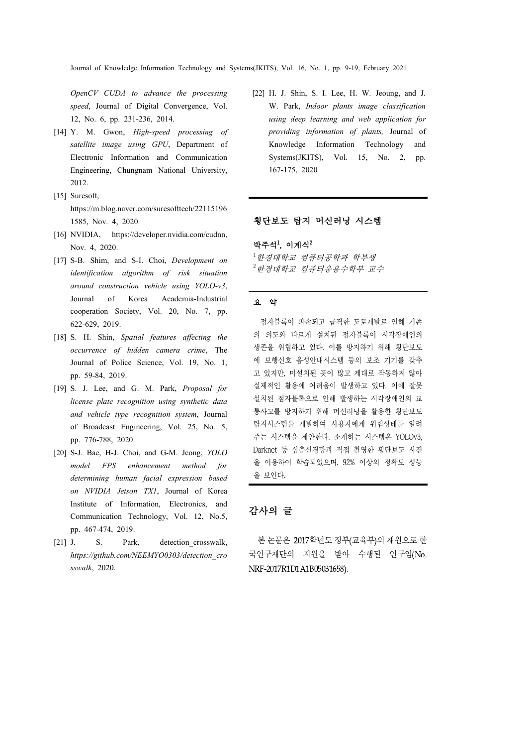*OpenCV CUDA to advance the processing speed*, Journal of Digital Convergence, Vol. 12, No. 6, pp. 231-236, 2014.

[14] Y. M. Gwon, *High-speed processing of satellite image using GPU*, Department of Electronic Information and Communication Engineering, Chungnam National University, 2012.

[15] Suresoft, https://m.blog.naver.com/suresofttech/221151961585, Nov. 4, 2020.

[16] NVIDIA, https://developer.nvidia.com/cudnn, Nov. 4, 2020.

[17] S-B. Shim, and S-I. Choi, *Development on identification algorithm of risk situation around construction vehicle using YOLO-v3*, Journal of Korea Academia-Industrial cooperation Society, Vol. 20, No. 7, pp. 622-629, 2019.

[18] S. H. Shin, *Spatial features affecting the occurrence of hidden camera crime*, The Journal of Police Science, Vol. 19, No. 1, pp. 59-84, 2019.

[19] S. J. Lee, and G. M. Park, *Proposal for license plate recognition using synthetic data and vehicle type recognition system*, Journal of Broadcast Engineering, Vol. 25, No. 5, pp. 776-788, 2020.

[20] S-J. Bae, H-J. Choi, and G-M. Jeong, *YOLO model FPS enhancement method for determining human facial expression based on NVIDIA Jetson TX1*, Journal of Korea Institute of Information, Electronics, and Communication Technology, Vol. 12, No.5, pp. 467-474, 2019.

[21] J. S. Park, detection_crosswalk, *https://github.com/NEEMYO0303/detection_crosswalk*, 2020.

[22] H. J. Shin, S. I. Lee, H. W. Jeoung, and J. W. Park, *Indoor plants image classification using deep learning and web application for providing information of plants,* Journal of Knowledge Information Technology and Systems(JKITS), Vol. 15, No. 2, pp. 167-175, 2020

## 횡단보도 탐지 머신러닝 시스템

**박주석[1], 이계식[2]**

[1] *한경대학교 컴퓨터공학과 학부생*
[2] *한경대학교 컴퓨터응용수학부 교수*

**요 약**

점자블록이 파손되고 급격한 도로개발로 인해 기존의 의도와 다르게 설치된 점자블록이 시각장애인의 생존을 위협하고 있다. 이를 방지하기 위해 횡단보도에 보행신호 음성안내시스템 등의 보조 기기를 갖추고 있지만, 미설치된 곳이 많고 제대로 작동하지 않아 실제적인 활용에 어려움이 발생하고 있다. 이에 잘못 설치된 점자블록으로 인해 발생하는 시각장애인의 교통사고를 방지하기 위해 머신러닝을 활용한 횡단보도 탐지시스템을 개발하여 사용자에게 위험상태를 알려주는 시스템을 제안한다. 소개하는 시스템은 YOLOv3, Darknet 등 심층신경망과 직접 촬영한 횡단보도 사진을 이용하여 학습되었으며, 92% 이상의 정확도 성능을 보인다.

## 감사의 글

본 논문은 2017학년도 정부(교육부)의 재원으로 한국연구재단의 지원을 받아 수행된 연구임(No. NRF-2017R1D1A1B05031658).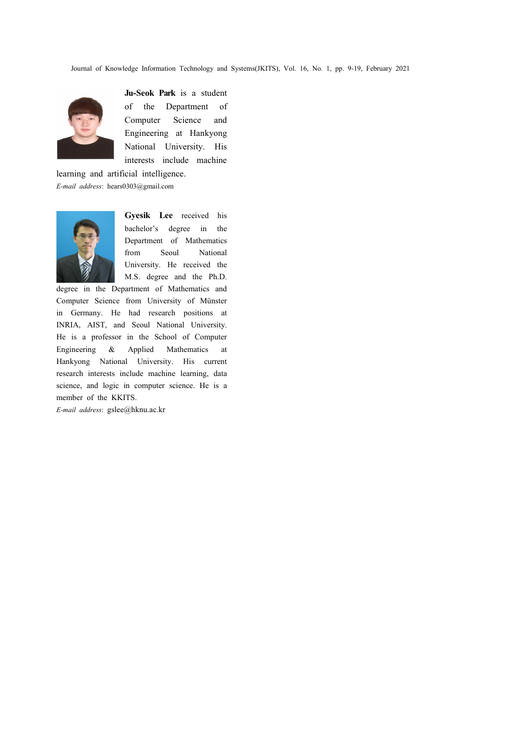**Ju-Seok Park** is a student of the Department of Computer Science and Engineering at Hankyong National University. His interests include machine learning and artificial intelligence.

*E-mail address*: hears0303@gmail.com

**Gyesik Lee** received his bachelor's degree in the Department of Mathematics from Seoul National University. He received the M.S. degree and the Ph.D. degree in the Department of Mathematics and Computer Science from University of Münster in Germany. He had research positions at INRIA, AIST, and Seoul National University. He is a professor in the School of Computer Engineering & Applied Mathematics at Hankyong National University. His current research interests include machine learning, data science, and logic in computer science. He is a member of the KKITS.

*E-mail address*: gslee@hknu.ac.kr